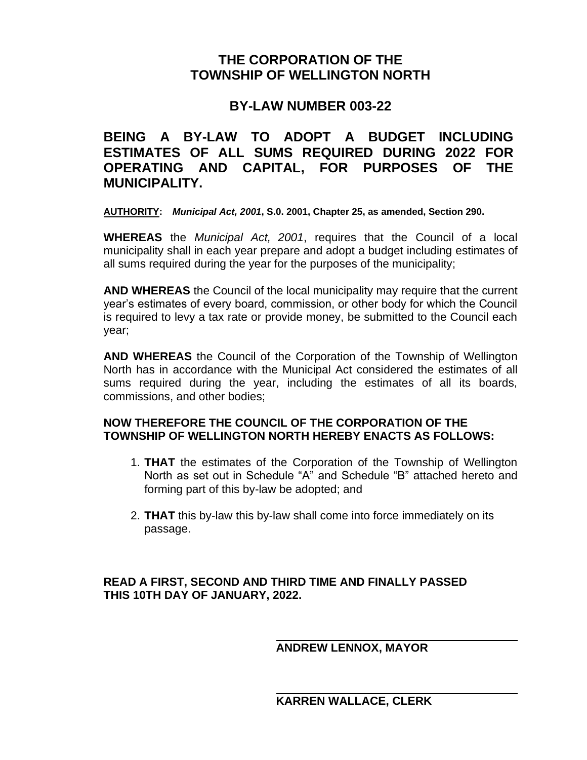# THE CORPORATION OF THE TOWNSHIP OF WELLINGTON NORTH

## BY-LAW NUMBER 003-22

## BEING A BY-LAW TO ADOPT A BUDGET INCLUDING ESTIMATES OF ALL SUMS REQUIRED DURING 2022 FOR OPERATING AND CAPITAL, FOR PURPOSES OF THE MUNICIPALITY.

**AUTHORITY: *Municipal Act, 2001*, S.0. 2001, Chapter 25, as amended, Section 290.**

**WHEREAS** the *Municipal Act, 2001*, requires that the Council of a local municipality shall in each year prepare and adopt a budget including estimates of all sums required during the year for the purposes of the municipality;

**AND WHEREAS** the Council of the local municipality may require that the current year's estimates of every board, commission, or other body for which the Council is required to levy a tax rate or provide money, be submitted to the Council each year;

**AND WHEREAS** the Council of the Corporation of the Township of Wellington North has in accordance with the Municipal Act considered the estimates of all sums required during the year, including the estimates of all its boards, commissions, and other bodies;

**NOW THEREFORE THE COUNCIL OF THE CORPORATION OF THE TOWNSHIP OF WELLINGTON NORTH HEREBY ENACTS AS FOLLOWS:**

1. **THAT** the estimates of the Corporation of the Township of Wellington North as set out in Schedule "A" and Schedule "B" attached hereto and forming part of this by-law be adopted; and
2. **THAT** this by-law this by-law shall come into force immediately on its passage.

**READ A FIRST, SECOND AND THIRD TIME AND FINALLY PASSED THIS 10TH DAY OF JANUARY, 2022.**

**ANDREW LENNOX, MAYOR**

**KARREN WALLACE, CLERK**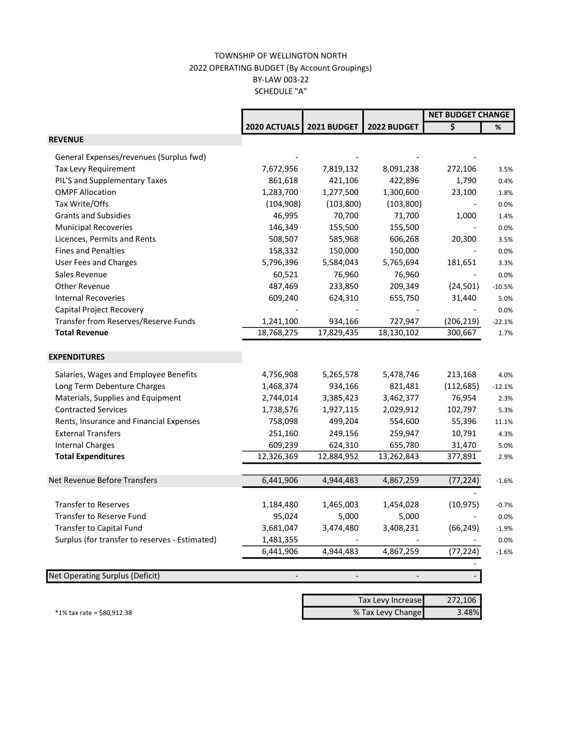TOWNSHIP OF WELLINGTON NORTH
2022 OPERATING BUDGET (By Account Groupings)
BY-LAW 003-22
SCHEDULE "A"

| | 2020 ACTUALS | 2021 BUDGET | 2022 BUDGET | NET BUDGET CHANGE | |
|---|---|---|---|---|---|
| | | | | $ | % |
| **REVENUE** | | | | | |
| General Expenses/revenues (Surplus fwd) | - | - | - | - | |
| Tax Levy Requirement | 7,672,956 | 7,819,132 | 8,091,238 | 272,106 | 3.5% |
| PIL'S and Supplementary Taxes | 861,618 | 421,106 | 422,896 | 1,790 | 0.4% |
| OMPF Allocation | 1,283,700 | 1,277,500 | 1,300,600 | 23,100 | 1.8% |
| Tax Write/Offs | (104,908) | (103,800) | (103,800) | - | 0.0% |
| Grants and Subsidies | 46,995 | 70,700 | 71,700 | 1,000 | 1.4% |
| Municipal Recoveries | 146,349 | 155,500 | 155,500 | - | 0.0% |
| Licences, Permits and Rents | 508,507 | 585,968 | 606,268 | 20,300 | 3.5% |
| Fines and Penalties | 158,332 | 150,000 | 150,000 | - | 0.0% |
| User Fees and Charges | 5,796,396 | 5,584,043 | 5,765,694 | 181,651 | 3.3% |
| Sales Revenue | 60,521 | 76,960 | 76,960 | - | 0.0% |
| Other Revenue | 487,469 | 233,850 | 209,349 | (24,501) | -10.5% |
| Internal Recoveries | 609,240 | 624,310 | 655,750 | 31,440 | 5.0% |
| Capital Project Recovery | - | - | - | - | 0.0% |
| Transfer from Reserves/Reserve Funds | 1,241,100 | 934,166 | 727,947 | (206,219) | -22.1% |
| **Total Revenue** | 18,768,275 | 17,829,435 | 18,130,102 | 300,667 | 1.7% |
| **EXPENDITURES** | | | | | |
| Salaries, Wages and Employee Benefits | 4,756,908 | 5,265,578 | 5,478,746 | 213,168 | 4.0% |
| Long Term Debenture Charges | 1,468,374 | 934,166 | 821,481 | (112,685) | -12.1% |
| Materials, Supplies and Equipment | 2,744,014 | 3,385,423 | 3,462,377 | 76,954 | 2.3% |
| Contracted Services | 1,738,576 | 1,927,115 | 2,029,912 | 102,797 | 5.3% |
| Rents, Insurance and Financial Expenses | 758,098 | 499,204 | 554,600 | 55,396 | 11.1% |
| External Transfers | 251,160 | 249,156 | 259,947 | 10,791 | 4.3% |
| Internal Charges | 609,239 | 624,310 | 655,780 | 31,470 | 5.0% |
| **Total Expenditures** | 12,326,369 | 12,884,952 | 13,262,843 | 377,891 | 2.9% |
| Net Revenue Before Transfers | 6,441,906 | 4,944,483 | 4,867,259 | (77,224) | -1.6% |
| | | | | - | |
| Transfer to Reserves | 1,184,480 | 1,465,003 | 1,454,028 | (10,975) | -0.7% |
| Transfer to Reserve Fund | 95,024 | 5,000 | 5,000 | - | 0.0% |
| Transfer to Capital Fund | 3,681,047 | 3,474,480 | 3,408,231 | (66,249) | -1.9% |
| Surplus (for transfer to reserves - Estimated) | 1,481,355 | - | - | - | 0.0% |
| | 6,441,906 | 4,944,483 | 4,867,259 | (77,224) | -1.6% |
| | | | | - | |
| Net Operating Surplus (Deficit) | - | - | - | - | |

| | |
|---|---|
| Tax Levy Increase | 272,106 |
| % Tax Levy Change | 3.48% |

*1% tax rate = $80,912.38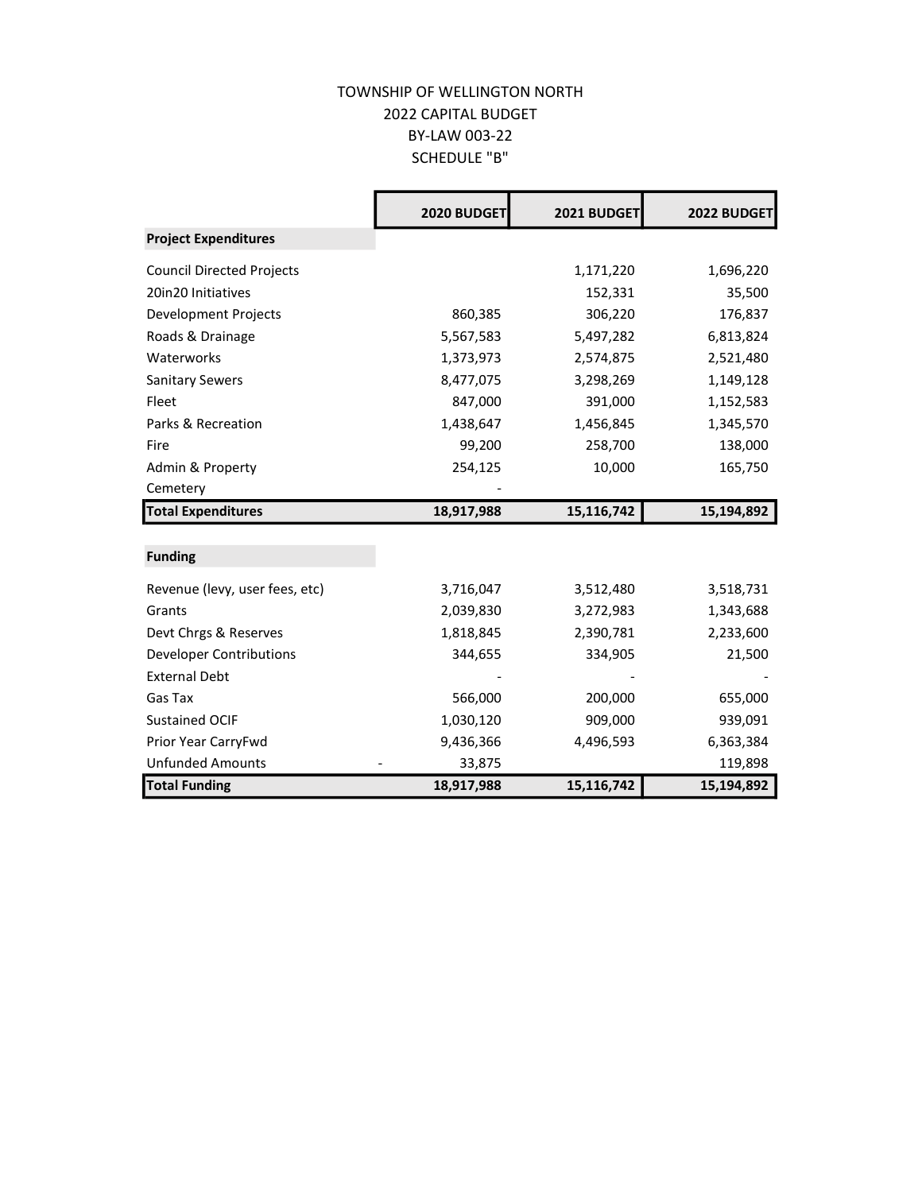TOWNSHIP OF WELLINGTON NORTH
2022 CAPITAL BUDGET
BY-LAW 003-22
SCHEDULE "B"

| | 2020 BUDGET | 2021 BUDGET | 2022 BUDGET |
|---|---|---|---|
| **Project Expenditures** | | | |
| Council Directed Projects | | 1,171,220 | 1,696,220 |
| 20in20 Initiatives | | 152,331 | 35,500 |
| Development Projects | 860,385 | 306,220 | 176,837 |
| Roads & Drainage | 5,567,583 | 5,497,282 | 6,813,824 |
| Waterworks | 1,373,973 | 2,574,875 | 2,521,480 |
| Sanitary Sewers | 8,477,075 | 3,298,269 | 1,149,128 |
| Fleet | 847,000 | 391,000 | 1,152,583 |
| Parks & Recreation | 1,438,647 | 1,456,845 | 1,345,570 |
| Fire | 99,200 | 258,700 | 138,000 |
| Admin & Property | 254,125 | 10,000 | 165,750 |
| Cemetery | - | | |
| **Total Expenditures** | **18,917,988** | **15,116,742** | **15,194,892** |
| | | | |
| **Funding** | | | |
| Revenue (levy, user fees, etc) | 3,716,047 | 3,512,480 | 3,518,731 |
| Grants | 2,039,830 | 3,272,983 | 1,343,688 |
| Devt Chrgs & Reserves | 1,818,845 | 2,390,781 | 2,233,600 |
| Developer Contributions | 344,655 | 334,905 | 21,500 |
| External Debt | - | - | - |
| Gas Tax | 566,000 | 200,000 | 655,000 |
| Sustained OCIF | 1,030,120 | 909,000 | 939,091 |
| Prior Year CarryFwd | 9,436,366 | 4,496,593 | 6,363,384 |
| Unfunded Amounts | - 33,875 | | 119,898 |
| **Total Funding** | **18,917,988** | **15,116,742** | **15,194,892** |